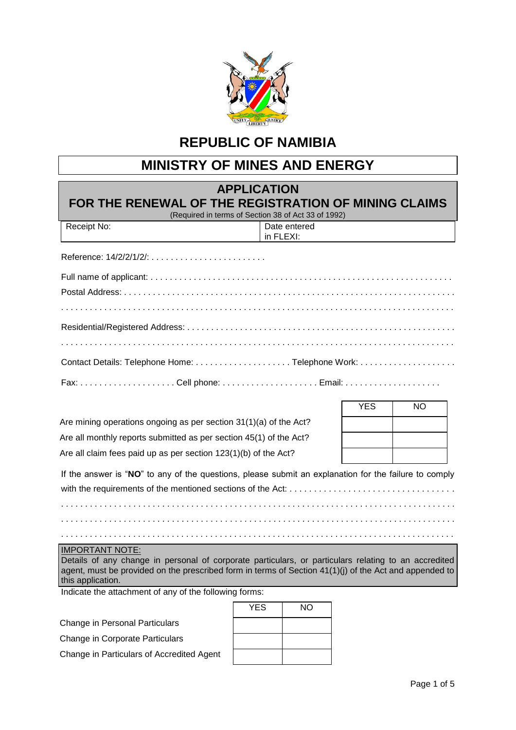# REPUBLIC OF NAMIBIA

## MINISTRY OF MINES AND ENERGY

## APPLICATION FOR THE RENEWAL OF THE REGISTRATION OF MINING CLAIMS

(Required in terms of Section 38 of Act 33 of 1992)

| Receipt No: | Date entered in FLEXI: |
|---|---|

Reference: 14/2/2/1/2/: . . . . . . . . . . . . . . . . . . . . . . . .

Full name of applicant: . . . . . . . . . . . . . . . . . . . . . . . . . . . . . . . . . . . . . . . . . . . . . . . . . . . . . . . . . . . . .

Postal Address: . . . . . . . . . . . . . . . . . . . . . . . . . . . . . . . . . . . . . . . . . . . . . . . . . . . . . . . . . . . . . . . . . . . .

. . . . . . . . . . . . . . . . . . . . . . . . . . . . . . . . . . . . . . . . . . . . . . . . . . . . . . . . . . . . . . . . . . . . . . . . . . . . . .

Residential/Registered Address: . . . . . . . . . . . . . . . . . . . . . . . . . . . . . . . . . . . . . . . . . . . . . . . . . . . . . . .

. . . . . . . . . . . . . . . . . . . . . . . . . . . . . . . . . . . . . . . . . . . . . . . . . . . . . . . . . . . . . . . . . . . . . . . . . . . . . .

Contact Details: Telephone Home: . . . . . . . . . . . . . . . . . . . . Telephone Work: . . . . . . . . . . . . . . . . . . . .

Fax: . . . . . . . . . . . . . . . . . . . . Cell phone: . . . . . . . . . . . . . . . . . . . . Email: . . . . . . . . . . . . . . . . . . . .

| | YES | NO |
|---|---|---|
| Are mining operations ongoing as per section 31(1)(a) of the Act? | | |
| Are all monthly reports submitted as per section 45(1) of the Act? | | |
| Are all claim fees paid up as per section 123(1)(b) of the Act? | | |

If the answer is "**NO**" to any of the questions, please submit an explanation for the failure to comply with the requirements of the mentioned sections of the Act: . . . . . . . . . . . . . . . . . . . . . . . . . . . . . . . . .

. . . . . . . . . . . . . . . . . . . . . . . . . . . . . . . . . . . . . . . . . . . . . . . . . . . . . . . . . . . . . . . . . . . . . . . . . . . . . .

. . . . . . . . . . . . . . . . . . . . . . . . . . . . . . . . . . . . . . . . . . . . . . . . . . . . . . . . . . . . . . . . . . . . . . . . . . . . . .

. . . . . . . . . . . . . . . . . . . . . . . . . . . . . . . . . . . . . . . . . . . . . . . . . . . . . . . . . . . . . . . . . . . . . . . . . . . . . .

IMPORTANT NOTE:
Details of any change in personal of corporate particulars, or particulars relating to an accredited agent, must be provided on the prescribed form in terms of Section 41(1)(j) of the Act and appended to this application.

Indicate the attachment of any of the following forms:

| | YES | NO |
|---|---|---|
| Change in Personal Particulars | | |
| Change in Corporate Particulars | | |
| Change in Particulars of Accredited Agent | | |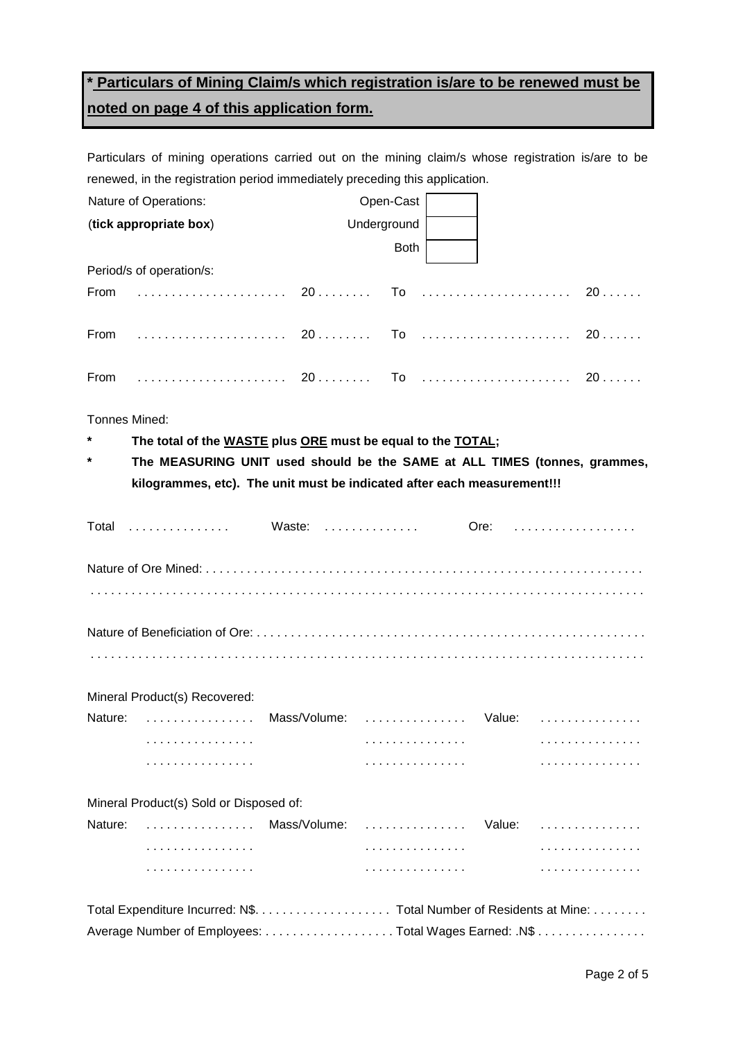**\* Particulars of Mining Claim/s which registration is/are to be renewed must be noted on page 4 of this application form.**

Particulars of mining operations carried out on the mining claim/s whose registration is/are to be renewed, in the registration period immediately preceding this application.

Nature of Operations: (**tick appropriate box**)

| | |
|---|---|
| Open-Cast | |
| Underground | |
| Both | |

Period/s of operation/s:

From . . . . . . . . . . . . . . . . . . . . . . 20 . . . . . . . . To . . . . . . . . . . . . . . . . . . . . . . 20 . . . . . .

From . . . . . . . . . . . . . . . . . . . . . . 20 . . . . . . . . To . . . . . . . . . . . . . . . . . . . . . . 20 . . . . . .

From . . . . . . . . . . . . . . . . . . . . . . 20 . . . . . . . . To . . . . . . . . . . . . . . . . . . . . . . 20 . . . . . .

Tonnes Mined:

- **The total of the <u>WASTE</u> plus <u>ORE</u> must be equal to the <u>TOTAL</u>;**
- **The MEASURING UNIT used should be the SAME at ALL TIMES (tonnes, grammes, kilogrammes, etc). The unit must be indicated after each measurement!!!**

Total . . . . . . . . . . . . . . . Waste: . . . . . . . . . . . . . . Ore: . . . . . . . . . . . . . . . . . .

Nature of Ore Mined: . . . . . . . . . . . . . . . . . . . . . . . . . . . . . . . . . . . . . . . . . . . . . . . . . . . . . . . . . . . . . . . .

. . . . . . . . . . . . . . . . . . . . . . . . . . . . . . . . . . . . . . . . . . . . . . . . . . . . . . . . . . . . . . . . . . . . . . . . . . . . . .

Nature of Beneficiation of Ore: . . . . . . . . . . . . . . . . . . . . . . . . . . . . . . . . . . . . . . . . . . . . . . . . . . . . . . . .

. . . . . . . . . . . . . . . . . . . . . . . . . . . . . . . . . . . . . . . . . . . . . . . . . . . . . . . . . . . . . . . . . . . . . . . . . . . . . .

Mineral Product(s) Recovered:

| Nature: | | Mass/Volume: | | Value: | |
|---|---|---|---|---|---|
| | . . . . . . . . . . . . . . . . | | . . . . . . . . . . . . . . . | | . . . . . . . . . . . . . . . |
| | . . . . . . . . . . . . . . . . | | . . . . . . . . . . . . . . . | | . . . . . . . . . . . . . . . |
| | . . . . . . . . . . . . . . . . | | . . . . . . . . . . . . . . . | | . . . . . . . . . . . . . . . |

Mineral Product(s) Sold or Disposed of:

| Nature: | | Mass/Volume: | | Value: | |
|---|---|---|---|---|---|
| | . . . . . . . . . . . . . . . . | | . . . . . . . . . . . . . . . | | . . . . . . . . . . . . . . . |
| | . . . . . . . . . . . . . . . . | | . . . . . . . . . . . . . . . | | . . . . . . . . . . . . . . . |
| | . . . . . . . . . . . . . . . . | | . . . . . . . . . . . . . . . | | . . . . . . . . . . . . . . . |

Total Expenditure Incurred: N$. . . . . . . . . . . . . . . . . . . . Total Number of Residents at Mine: . . . . . . . .

Average Number of Employees: . . . . . . . . . . . . . . . . . . . Total Wages Earned: .N$ . . . . . . . . . . . . . . . .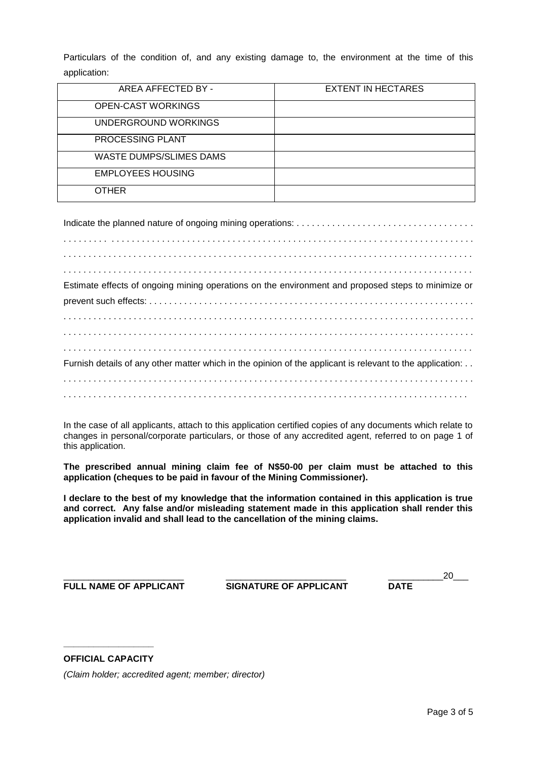Particulars of the condition of, and any existing damage to, the environment at the time of this application:

| AREA AFFECTED BY - | EXTENT IN HECTARES |
|---|---|
| OPEN-CAST WORKINGS | |
| UNDERGROUND WORKINGS | |
| PROCESSING PLANT | |
| WASTE DUMPS/SLIMES DAMS | |
| EMPLOYEES HOUSING | |
| OTHER | |

Indicate the planned nature of ongoing mining operations: . . . . . . . . . . . . . . . . . . . . . . . . . . . . . . . . . .
. . . . . . . . . . . . . . . . . . . . . . . . . . . . . . . . . . . . . . . . . . . . . . . . . . . . . . . . . . . . . . . . . . . . . . . . . . . . . . . .
. . . . . . . . . . . . . . . . . . . . . . . . . . . . . . . . . . . . . . . . . . . . . . . . . . . . . . . . . . . . . . . . . . . . . . . . . . . . . . . .
. . . . . . . . . . . . . . . . . . . . . . . . . . . . . . . . . . . . . . . . . . . . . . . . . . . . . . . . . . . . . . . . . . . . . . . . . . . . . . . .

Estimate effects of ongoing mining operations on the environment and proposed steps to minimize or prevent such effects: . . . . . . . . . . . . . . . . . . . . . . . . . . . . . . . . . . . . . . . . . . . . . . . . . . . . . . . . . . . . . . . . .
. . . . . . . . . . . . . . . . . . . . . . . . . . . . . . . . . . . . . . . . . . . . . . . . . . . . . . . . . . . . . . . . . . . . . . . . . . . . . . . .
. . . . . . . . . . . . . . . . . . . . . . . . . . . . . . . . . . . . . . . . . . . . . . . . . . . . . . . . . . . . . . . . . . . . . . . . . . . . . . . .
. . . . . . . . . . . . . . . . . . . . . . . . . . . . . . . . . . . . . . . . . . . . . . . . . . . . . . . . . . . . . . . . . . . . . . . . . . . . . . . .

Furnish details of any other matter which in the opinion of the applicant is relevant to the application: . .
. . . . . . . . . . . . . . . . . . . . . . . . . . . . . . . . . . . . . . . . . . . . . . . . . . . . . . . . . . . . . . . . . . . . . . . . . . . . . . . .
. . . . . . . . . . . . . . . . . . . . . . . . . . . . . . . . . . . . . . . . . . . . . . . . . . . . . . . . . . . . . . . . . . . . . . . . . . . . . . .

In the case of all applicants, attach to this application certified copies of any documents which relate to changes in personal/corporate particulars, or those of any accredited agent, referred to on page 1 of this application.

**The prescribed annual mining claim fee of N$50-00 per claim must be attached to this application (cheques to be paid in favour of the Mining Commissioner).**

**I declare to the best of my knowledge that the information contained in this application is true and correct. Any false and/or misleading statement made in this application shall render this application invalid and shall lead to the cancellation of the mining claims.**

_______________________ &nbsp;&nbsp;&nbsp; _______________________ &nbsp;&nbsp;&nbsp; ___________20___
**FULL NAME OF APPLICANT** &nbsp;&nbsp;&nbsp; **SIGNATURE OF APPLICANT** &nbsp;&nbsp;&nbsp; **DATE**

_________________
**OFFICIAL CAPACITY**

*(Claim holder; accredited agent; member; director)*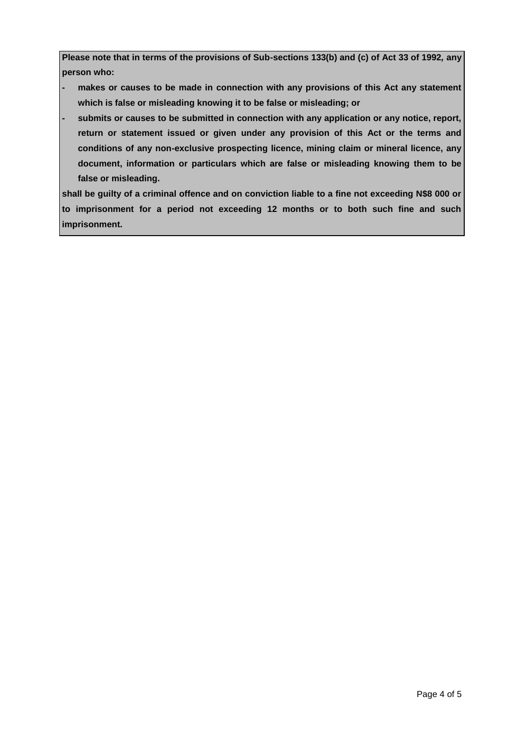**Please note that in terms of the provisions of Sub-sections 133(b) and (c) of Act 33 of 1992, any person who:**

- **makes or causes to be made in connection with any provisions of this Act any statement which is false or misleading knowing it to be false or misleading; or**
- **submits or causes to be submitted in connection with any application or any notice, report, return or statement issued or given under any provision of this Act or the terms and conditions of any non-exclusive prospecting licence, mining claim or mineral licence, any document, information or particulars which are false or misleading knowing them to be false or misleading.**

**shall be guilty of a criminal offence and on conviction liable to a fine not exceeding N$8 000 or to imprisonment for a period not exceeding 12 months or to both such fine and such imprisonment.**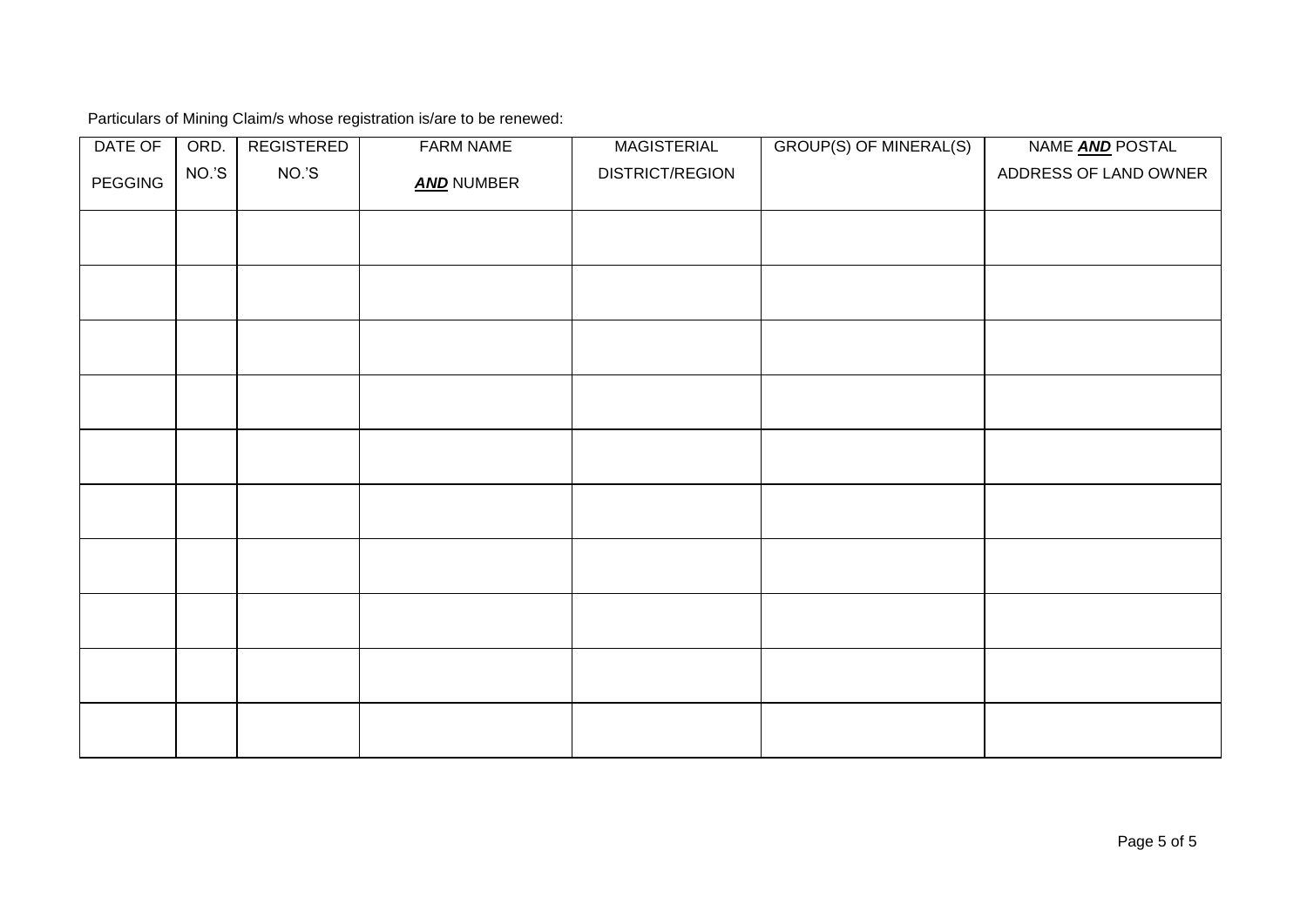Particulars of Mining Claim/s whose registration is/are to be renewed:

| DATE OF PEGGING | ORD. NO.'S | REGISTERED NO.'S | FARM NAME ***AND*** NUMBER | MAGISTERIAL DISTRICT/REGION | GROUP(S) OF MINERAL(S) | NAME ***AND*** POSTAL ADDRESS OF LAND OWNER |
|---|---|---|---|---|---|---|
| | | | | | | |
| | | | | | | |
| | | | | | | |
| | | | | | | |
| | | | | | | |
| | | | | | | |
| | | | | | | |
| | | | | | | |
| | | | | | | |
| | | | | | | |